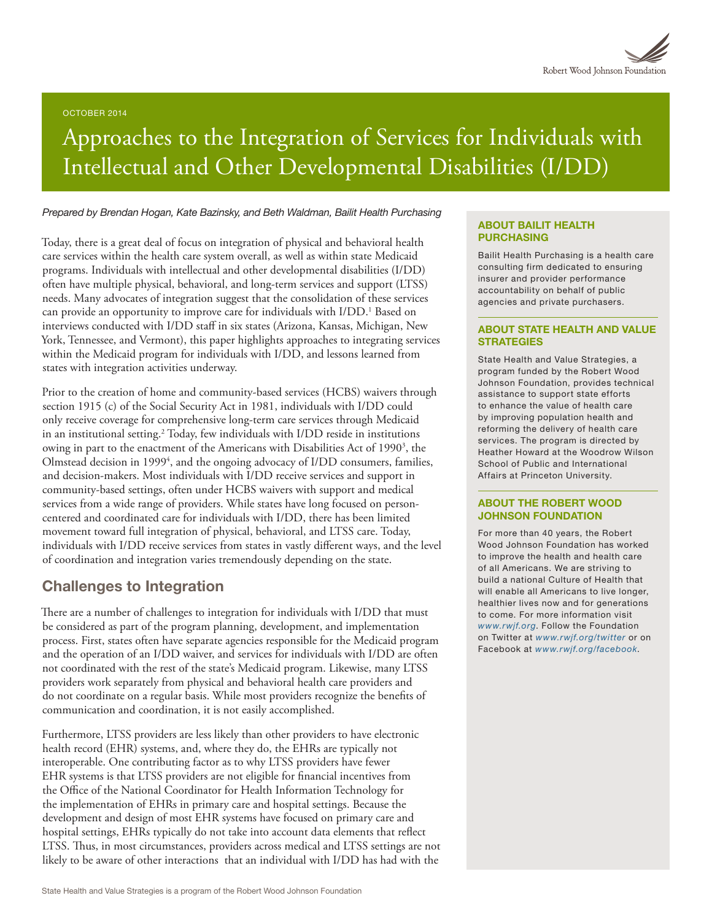OCTOBER 2014

# Approaches to the Integration of Services for Individuals with Intellectual and Other Developmental Disabilities (I/DD)

*Prepared by Brendan Hogan, Kate Bazinsky, and Beth Waldman, Bailit Health Purchasing*

Today, there is a great deal of focus on integration of physical and behavioral health care services within the health care system overall, as well as within state Medicaid programs. Individuals with intellectual and other developmental disabilities (I/DD) often have multiple physical, behavioral, and long-term services and support (LTSS) needs. Many advocates of integration suggest that the consolidation of these services can provide an opportunity to improve care for individuals with I/DD.[1] Based on interviews conducted with I/DD staff in six states (Arizona, Kansas, Michigan, New York, Tennessee, and Vermont), this paper highlights approaches to integrating services within the Medicaid program for individuals with I/DD, and lessons learned from states with integration activities underway.

Prior to the creation of home and community-based services (HCBS) waivers through section 1915 (c) of the Social Security Act in 1981, individuals with I/DD could only receive coverage for comprehensive long-term care services through Medicaid in an institutional setting.[2] Today, few individuals with I/DD reside in institutions owing in part to the enactment of the Americans with Disabilities Act of 1990[3], the Olmstead decision in 1999[4], and the ongoing advocacy of I/DD consumers, families, and decision-makers. Most individuals with I/DD receive services and support in community-based settings, often under HCBS waivers with support and medical services from a wide range of providers. While states have long focused on person-centered and coordinated care for individuals with I/DD, there has been limited movement toward full integration of physical, behavioral, and LTSS care. Today, individuals with I/DD receive services from states in vastly different ways, and the level of coordination and integration varies tremendously depending on the state.

## Challenges to Integration

There are a number of challenges to integration for individuals with I/DD that must be considered as part of the program planning, development, and implementation process. First, states often have separate agencies responsible for the Medicaid program and the operation of an I/DD waiver, and services for individuals with I/DD are often not coordinated with the rest of the state's Medicaid program. Likewise, many LTSS providers work separately from physical and behavioral health care providers and do not coordinate on a regular basis. While most providers recognize the benefits of communication and coordination, it is not easily accomplished.

Furthermore, LTSS providers are less likely than other providers to have electronic health record (EHR) systems, and, where they do, the EHRs are typically not interoperable. One contributing factor as to why LTSS providers have fewer EHR systems is that LTSS providers are not eligible for financial incentives from the Office of the National Coordinator for Health Information Technology for the implementation of EHRs in primary care and hospital settings. Because the development and design of most EHR systems have focused on primary care and hospital settings, EHRs typically do not take into account data elements that reflect LTSS. Thus, in most circumstances, providers across medical and LTSS settings are not likely to be aware of other interactions that an individual with I/DD has had with the

### ABOUT BAILIT HEALTH PURCHASING

Bailit Health Purchasing is a health care consulting firm dedicated to ensuring insurer and provider performance accountability on behalf of public agencies and private purchasers.

### ABOUT STATE HEALTH AND VALUE STRATEGIES

State Health and Value Strategies, a program funded by the Robert Wood Johnson Foundation, provides technical assistance to support state efforts to enhance the value of health care by improving population health and reforming the delivery of health care services. The program is directed by Heather Howard at the Woodrow Wilson School of Public and International Affairs at Princeton University.

### ABOUT THE ROBERT WOOD JOHNSON FOUNDATION

For more than 40 years, the Robert Wood Johnson Foundation has worked to improve the health and health care of all Americans. We are striving to build a national Culture of Health that will enable all Americans to live longer, healthier lives now and for generations to come. For more information visit *www.rwjf.org*. Follow the Foundation on Twitter at *www.rwjf.org/twitter* or on Facebook at *www.rwjf.org/facebook*.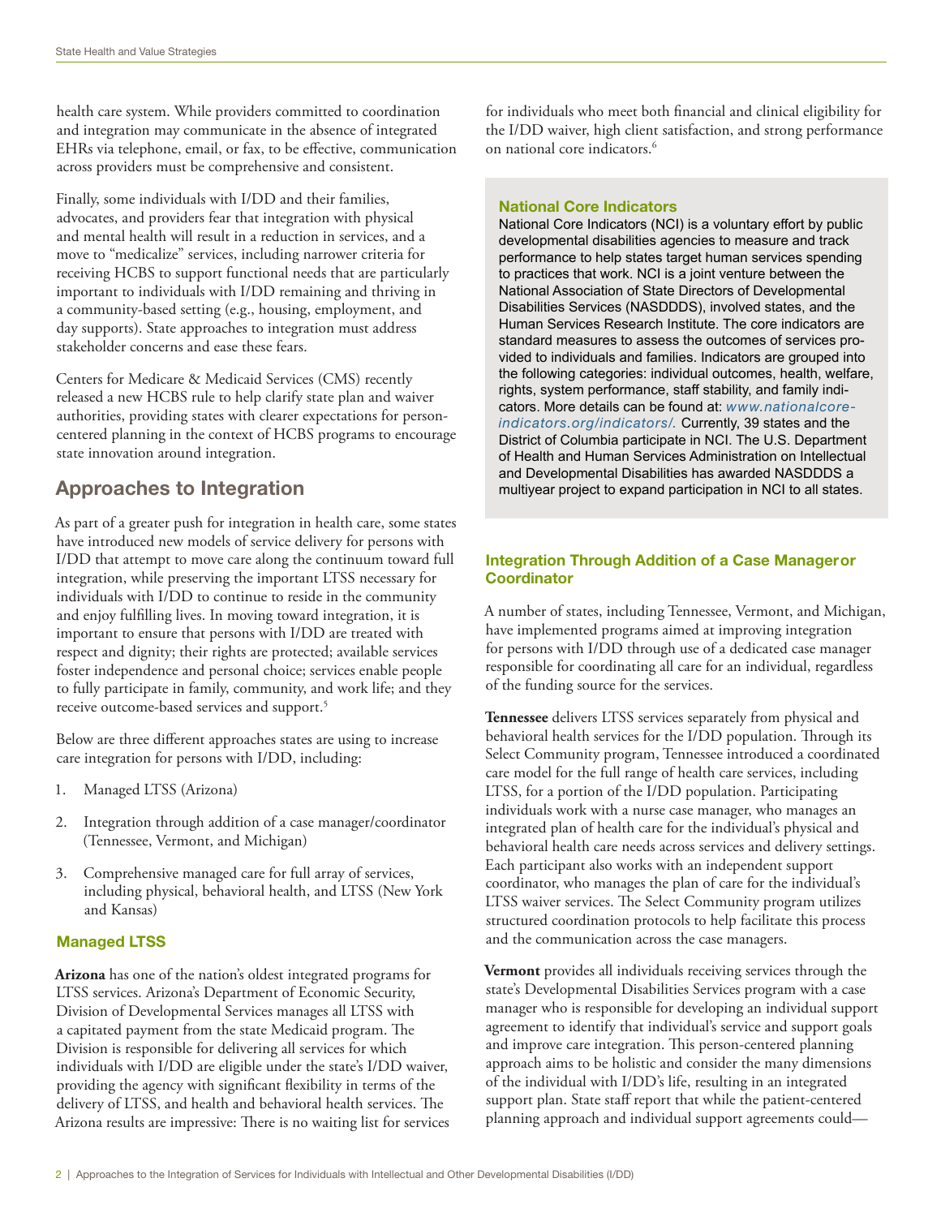health care system. While providers committed to coordination and integration may communicate in the absence of integrated EHRs via telephone, email, or fax, to be effective, communication across providers must be comprehensive and consistent.

Finally, some individuals with I/DD and their families, advocates, and providers fear that integration with physical and mental health will result in a reduction in services, and a move to "medicalize" services, including narrower criteria for receiving HCBS to support functional needs that are particularly important to individuals with I/DD remaining and thriving in a community-based setting (e.g., housing, employment, and day supports). State approaches to integration must address stakeholder concerns and ease these fears.

Centers for Medicare & Medicaid Services (CMS) recently released a new HCBS rule to help clarify state plan and waiver authorities, providing states with clearer expectations for person-centered planning in the context of HCBS programs to encourage state innovation around integration.

## Approaches to Integration

As part of a greater push for integration in health care, some states have introduced new models of service delivery for persons with I/DD that attempt to move care along the continuum toward full integration, while preserving the important LTSS necessary for individuals with I/DD to continue to reside in the community and enjoy fulfilling lives. In moving toward integration, it is important to ensure that persons with I/DD are treated with respect and dignity; their rights are protected; available services foster independence and personal choice; services enable people to fully participate in family, community, and work life; and they receive outcome-based services and support.[5]

Below are three different approaches states are using to increase care integration for persons with I/DD, including:

1. Managed LTSS (Arizona)
2. Integration through addition of a case manager/coordinator (Tennessee, Vermont, and Michigan)
3. Comprehensive managed care for full array of services, including physical, behavioral health, and LTSS (New York and Kansas)

### Managed LTSS

**Arizona** has one of the nation's oldest integrated programs for LTSS services. Arizona's Department of Economic Security, Division of Developmental Services manages all LTSS with a capitated payment from the state Medicaid program. The Division is responsible for delivering all services for which individuals with I/DD are eligible under the state's I/DD waiver, providing the agency with significant flexibility in terms of the delivery of LTSS, and health and behavioral health services. The Arizona results are impressive: There is no waiting list for services for individuals who meet both financial and clinical eligibility for the I/DD waiver, high client satisfaction, and strong performance on national core indicators.[6]

> **National Core Indicators**
>
> National Core Indicators (NCI) is a voluntary effort by public developmental disabilities agencies to measure and track performance to help states target human services spending to practices that work. NCI is a joint venture between the National Association of State Directors of Developmental Disabilities Services (NASDDDS), involved states, and the Human Services Research Institute. The core indicators are standard measures to assess the outcomes of services provided to individuals and families. Indicators are grouped into the following categories: individual outcomes, health, welfare, rights, system performance, staff stability, and family indicators. More details can be found at: *www.nationalcore-indicators.org/indicators/*. Currently, 39 states and the District of Columbia participate in NCI. The U.S. Department of Health and Human Services Administration on Intellectual and Developmental Disabilities has awarded NASDDDS a multiyear project to expand participation in NCI to all states.

### Integration Through Addition of a Case Manager or Coordinator

A number of states, including Tennessee, Vermont, and Michigan, have implemented programs aimed at improving integration for persons with I/DD through use of a dedicated case manager responsible for coordinating all care for an individual, regardless of the funding source for the services.

**Tennessee** delivers LTSS services separately from physical and behavioral health services for the I/DD population. Through its Select Community program, Tennessee introduced a coordinated care model for the full range of health care services, including LTSS, for a portion of the I/DD population. Participating individuals work with a nurse case manager, who manages an integrated plan of health care for the individual's physical and behavioral health care needs across services and delivery settings. Each participant also works with an independent support coordinator, who manages the plan of care for the individual's LTSS waiver services. The Select Community program utilizes structured coordination protocols to help facilitate this process and the communication across the case managers.

**Vermont** provides all individuals receiving services through the state's Developmental Disabilities Services program with a case manager who is responsible for developing an individual support agreement to identify that individual's service and support goals and improve care integration. This person-centered planning approach aims to be holistic and consider the many dimensions of the individual with I/DD's life, resulting in an integrated support plan. State staff report that while the patient-centered planning approach and individual support agreements could—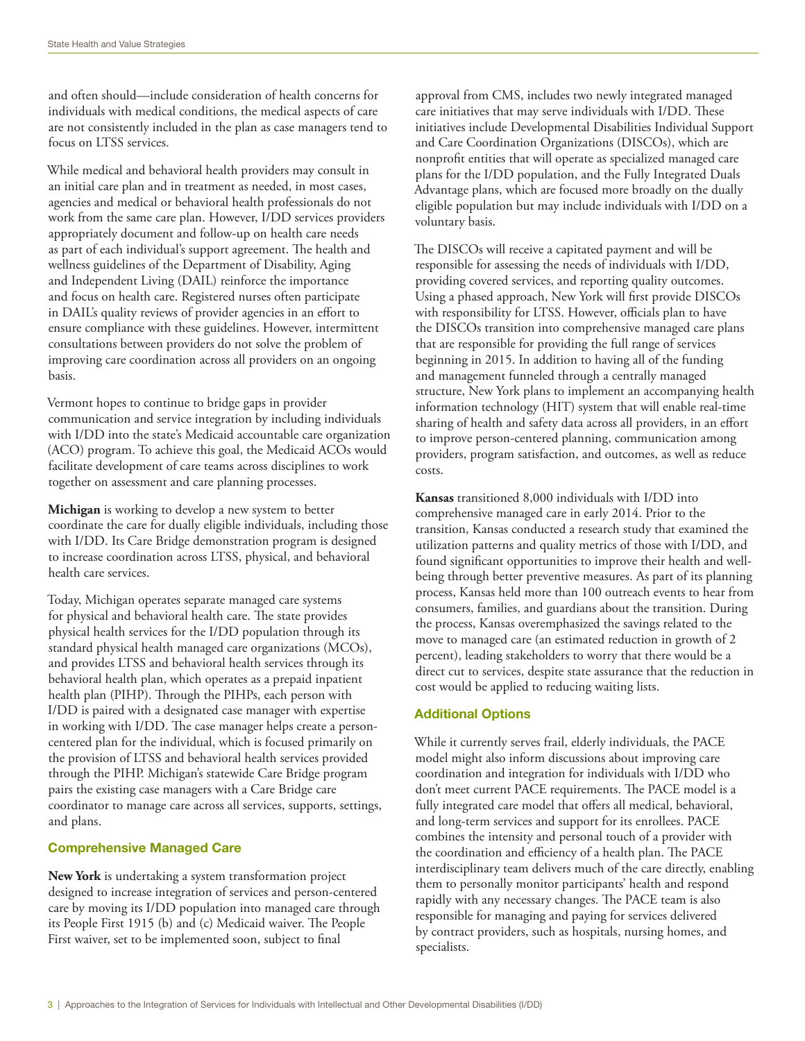and often should—include consideration of health concerns for individuals with medical conditions, the medical aspects of care are not consistently included in the plan as case managers tend to focus on LTSS services.

While medical and behavioral health providers may consult in an initial care plan and in treatment as needed, in most cases, agencies and medical or behavioral health professionals do not work from the same care plan. However, I/DD services providers appropriately document and follow-up on health care needs as part of each individual's support agreement. The health and wellness guidelines of the Department of Disability, Aging and Independent Living (DAIL) reinforce the importance and focus on health care. Registered nurses often participate in DAIL's quality reviews of provider agencies in an effort to ensure compliance with these guidelines. However, intermittent consultations between providers do not solve the problem of improving care coordination across all providers on an ongoing basis.

Vermont hopes to continue to bridge gaps in provider communication and service integration by including individuals with I/DD into the state's Medicaid accountable care organization (ACO) program. To achieve this goal, the Medicaid ACOs would facilitate development of care teams across disciplines to work together on assessment and care planning processes.

**Michigan** is working to develop a new system to better coordinate the care for dually eligible individuals, including those with I/DD. Its Care Bridge demonstration program is designed to increase coordination across LTSS, physical, and behavioral health care services.

Today, Michigan operates separate managed care systems for physical and behavioral health care. The state provides physical health services for the I/DD population through its standard physical health managed care organizations (MCOs), and provides LTSS and behavioral health services through its behavioral health plan, which operates as a prepaid inpatient health plan (PIHP). Through the PIHPs, each person with I/DD is paired with a designated case manager with expertise in working with I/DD. The case manager helps create a person-centered plan for the individual, which is focused primarily on the provision of LTSS and behavioral health services provided through the PIHP. Michigan's statewide Care Bridge program pairs the existing case managers with a Care Bridge care coordinator to manage care across all services, supports, settings, and plans.

### Comprehensive Managed Care

**New York** is undertaking a system transformation project designed to increase integration of services and person-centered care by moving its I/DD population into managed care through its People First 1915 (b) and (c) Medicaid waiver. The People First waiver, set to be implemented soon, subject to final approval from CMS, includes two newly integrated managed care initiatives that may serve individuals with I/DD. These initiatives include Developmental Disabilities Individual Support and Care Coordination Organizations (DISCOs), which are nonprofit entities that will operate as specialized managed care plans for the I/DD population, and the Fully Integrated Duals Advantage plans, which are focused more broadly on the dually eligible population but may include individuals with I/DD on a voluntary basis.

The DISCOs will receive a capitated payment and will be responsible for assessing the needs of individuals with I/DD, providing covered services, and reporting quality outcomes. Using a phased approach, New York will first provide DISCOs with responsibility for LTSS. However, officials plan to have the DISCOs transition into comprehensive managed care plans that are responsible for providing the full range of services beginning in 2015. In addition to having all of the funding and management funneled through a centrally managed structure, New York plans to implement an accompanying health information technology (HIT) system that will enable real-time sharing of health and safety data across all providers, in an effort to improve person-centered planning, communication among providers, program satisfaction, and outcomes, as well as reduce costs.

**Kansas** transitioned 8,000 individuals with I/DD into comprehensive managed care in early 2014. Prior to the transition, Kansas conducted a research study that examined the utilization patterns and quality metrics of those with I/DD, and found significant opportunities to improve their health and well-being through better preventive measures. As part of its planning process, Kansas held more than 100 outreach events to hear from consumers, families, and guardians about the transition. During the process, Kansas overemphasized the savings related to the move to managed care (an estimated reduction in growth of 2 percent), leading stakeholders to worry that there would be a direct cut to services, despite state assurance that the reduction in cost would be applied to reducing waiting lists.

### Additional Options

While it currently serves frail, elderly individuals, the PACE model might also inform discussions about improving care coordination and integration for individuals with I/DD who don't meet current PACE requirements. The PACE model is a fully integrated care model that offers all medical, behavioral, and long-term services and support for its enrollees. PACE combines the intensity and personal touch of a provider with the coordination and efficiency of a health plan. The PACE interdisciplinary team delivers much of the care directly, enabling them to personally monitor participants' health and respond rapidly with any necessary changes. The PACE team is also responsible for managing and paying for services delivered by contract providers, such as hospitals, nursing homes, and specialists.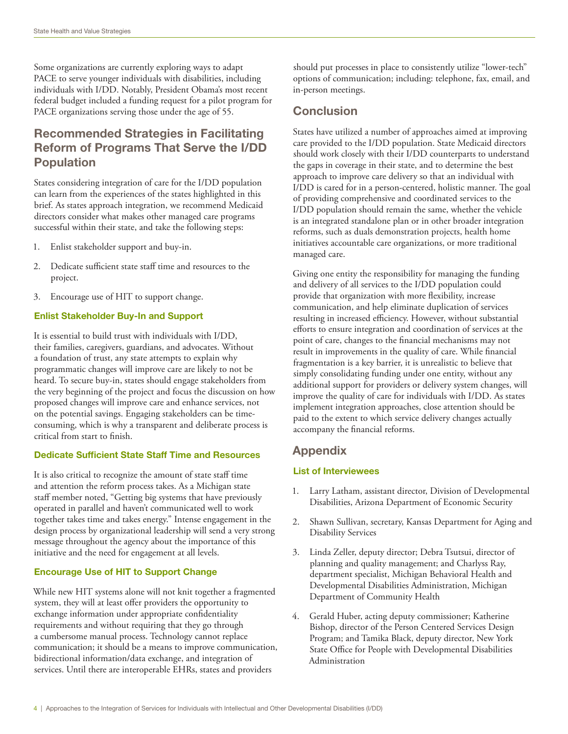Some organizations are currently exploring ways to adapt PACE to serve younger individuals with disabilities, including individuals with I/DD. Notably, President Obama's most recent federal budget included a funding request for a pilot program for PACE organizations serving those under the age of 55.

## Recommended Strategies in Facilitating Reform of Programs That Serve the I/DD Population

States considering integration of care for the I/DD population can learn from the experiences of the states highlighted in this brief. As states approach integration, we recommend Medicaid directors consider what makes other managed care programs successful within their state, and take the following steps:

1. Enlist stakeholder support and buy-in.
2. Dedicate sufficient state staff time and resources to the project.
3. Encourage use of HIT to support change.

### Enlist Stakeholder Buy-In and Support

It is essential to build trust with individuals with I/DD, their families, caregivers, guardians, and advocates. Without a foundation of trust, any state attempts to explain why programmatic changes will improve care are likely to not be heard. To secure buy-in, states should engage stakeholders from the very beginning of the project and focus the discussion on how proposed changes will improve care and enhance services, not on the potential savings. Engaging stakeholders can be time-consuming, which is why a transparent and deliberate process is critical from start to finish.

### Dedicate Sufficient State Staff Time and Resources

It is also critical to recognize the amount of state staff time and attention the reform process takes. As a Michigan state staff member noted, "Getting big systems that have previously operated in parallel and haven't communicated well to work together takes time and takes energy." Intense engagement in the design process by organizational leadership will send a very strong message throughout the agency about the importance of this initiative and the need for engagement at all levels.

### Encourage Use of HIT to Support Change

While new HIT systems alone will not knit together a fragmented system, they will at least offer providers the opportunity to exchange information under appropriate confidentiality requirements and without requiring that they go through a cumbersome manual process. Technology cannot replace communication; it should be a means to improve communication, bidirectional information/data exchange, and integration of services. Until there are interoperable EHRs, states and providers should put processes in place to consistently utilize "lower-tech" options of communication; including: telephone, fax, email, and in-person meetings.

## Conclusion

States have utilized a number of approaches aimed at improving care provided to the I/DD population. State Medicaid directors should work closely with their I/DD counterparts to understand the gaps in coverage in their state, and to determine the best approach to improve care delivery so that an individual with I/DD is cared for in a person-centered, holistic manner. The goal of providing comprehensive and coordinated services to the I/DD population should remain the same, whether the vehicle is an integrated standalone plan or in other broader integration reforms, such as duals demonstration projects, health home initiatives accountable care organizations, or more traditional managed care.

Giving one entity the responsibility for managing the funding and delivery of all services to the I/DD population could provide that organization with more flexibility, increase communication, and help eliminate duplication of services resulting in increased efficiency. However, without substantial efforts to ensure integration and coordination of services at the point of care, changes to the financial mechanisms may not result in improvements in the quality of care. While financial fragmentation is a key barrier, it is unrealistic to believe that simply consolidating funding under one entity, without any additional support for providers or delivery system changes, will improve the quality of care for individuals with I/DD. As states implement integration approaches, close attention should be paid to the extent to which service delivery changes actually accompany the financial reforms.

## Appendix

### List of Interviewees

1. Larry Latham, assistant director, Division of Developmental Disabilities, Arizona Department of Economic Security
2. Shawn Sullivan, secretary, Kansas Department for Aging and Disability Services
3. Linda Zeller, deputy director; Debra Tsutsui, director of planning and quality management; and Charlyss Ray, department specialist, Michigan Behavioral Health and Developmental Disabilities Administration, Michigan Department of Community Health
4. Gerald Huber, acting deputy commissioner; Katherine Bishop, director of the Person Centered Services Design Program; and Tamika Black, deputy director, New York State Office for People with Developmental Disabilities Administration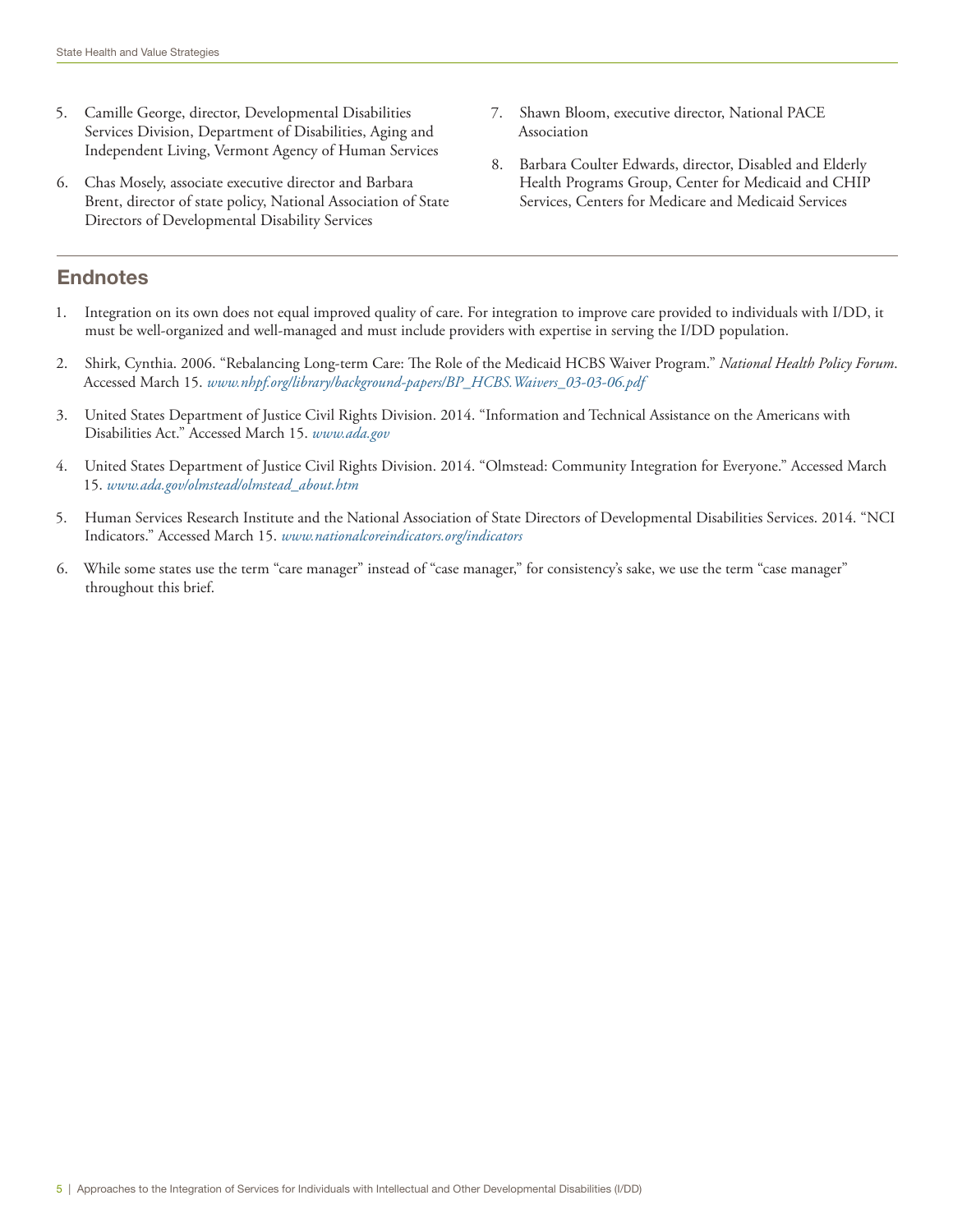5. Camille George, director, Developmental Disabilities Services Division, Department of Disabilities, Aging and Independent Living, Vermont Agency of Human Services
6. Chas Mosely, associate executive director and Barbara Brent, director of state policy, National Association of State Directors of Developmental Disability Services
7. Shawn Bloom, executive director, National PACE Association
8. Barbara Coulter Edwards, director, Disabled and Elderly Health Programs Group, Center for Medicaid and CHIP Services, Centers for Medicare and Medicaid Services

## Endnotes

1. Integration on its own does not equal improved quality of care. For integration to improve care provided to individuals with I/DD, it must be well-organized and well-managed and must include providers with expertise in serving the I/DD population.
2. Shirk, Cynthia. 2006. "Rebalancing Long-term Care: The Role of the Medicaid HCBS Waiver Program." *National Health Policy Forum*. Accessed March 15. *www.nhpf.org/library/background-papers/BP_HCBS.Waivers_03-03-06.pdf*
3. United States Department of Justice Civil Rights Division. 2014. "Information and Technical Assistance on the Americans with Disabilities Act." Accessed March 15. *www.ada.gov*
4. United States Department of Justice Civil Rights Division. 2014. "Olmstead: Community Integration for Everyone." Accessed March 15. *www.ada.gov/olmstead/olmstead_about.htm*
5. Human Services Research Institute and the National Association of State Directors of Developmental Disabilities Services. 2014. "NCI Indicators." Accessed March 15. *www.nationalcoreindicators.org/indicators*
6. While some states use the term "care manager" instead of "case manager," for consistency's sake, we use the term "case manager" throughout this brief.